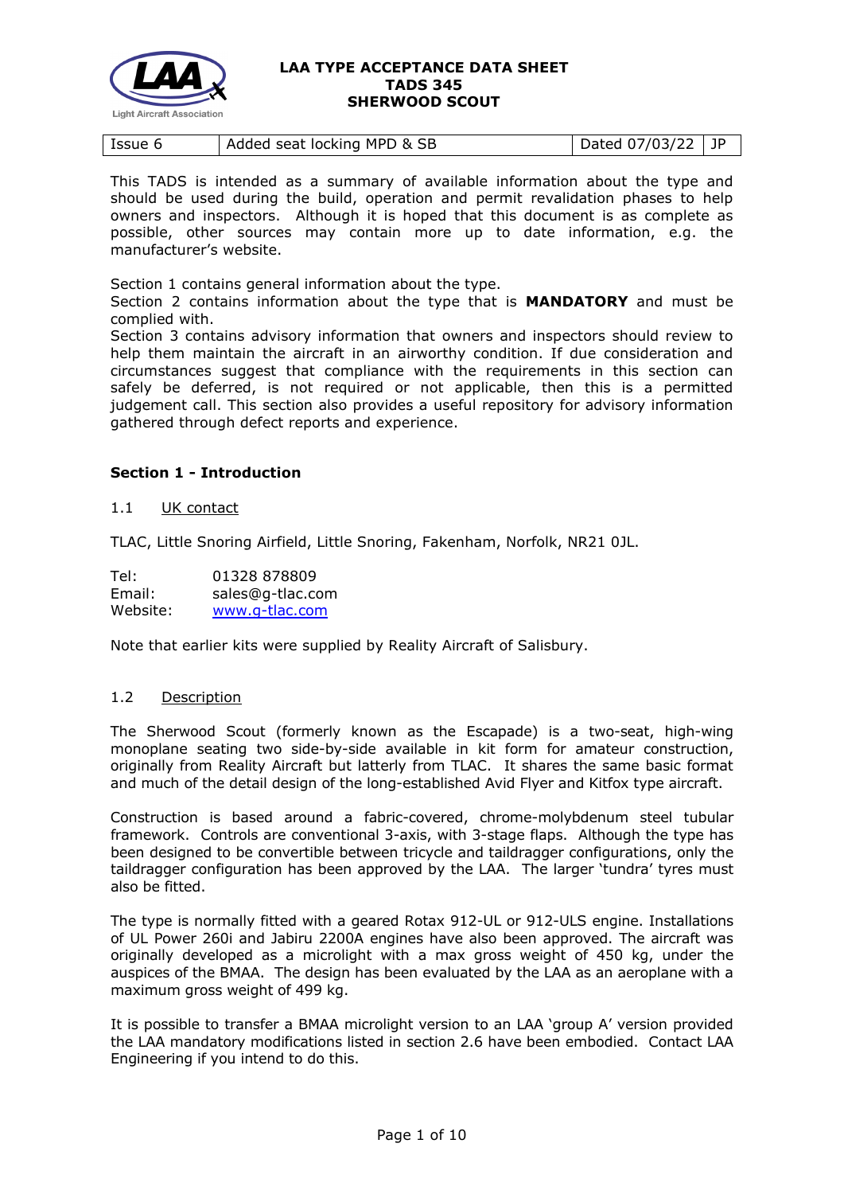# LAA TYPE ACCEPTANCE DATA SHEET
# TADS 345
# SHERWOOD SCOUT

| Issue 6 | Added seat locking MPD & SB | Dated 07/03/22 | JP |
|---|---|---|---|

This TADS is intended as a summary of available information about the type and should be used during the build, operation and permit revalidation phases to help owners and inspectors. Although it is hoped that this document is as complete as possible, other sources may contain more up to date information, e.g. the manufacturer's website.

Section 1 contains general information about the type.
Section 2 contains information about the type that is **MANDATORY** and must be complied with.
Section 3 contains advisory information that owners and inspectors should review to help them maintain the aircraft in an airworthy condition. If due consideration and circumstances suggest that compliance with the requirements in this section can safely be deferred, is not required or not applicable, then this is a permitted judgement call. This section also provides a useful repository for advisory information gathered through defect reports and experience.

## Section 1 - Introduction

### 1.1 UK contact

TLAC, Little Snoring Airfield, Little Snoring, Fakenham, Norfolk, NR21 0JL.

Tel: 01328 878809
Email: sales@g-tlac.com
Website: [www.g-tlac.com](http://www.g-tlac.com)

Note that earlier kits were supplied by Reality Aircraft of Salisbury.

### 1.2 Description

The Sherwood Scout (formerly known as the Escapade) is a two-seat, high-wing monoplane seating two side-by-side available in kit form for amateur construction, originally from Reality Aircraft but latterly from TLAC. It shares the same basic format and much of the detail design of the long-established Avid Flyer and Kitfox type aircraft.

Construction is based around a fabric-covered, chrome-molybdenum steel tubular framework. Controls are conventional 3-axis, with 3-stage flaps. Although the type has been designed to be convertible between tricycle and taildragger configurations, only the taildragger configuration has been approved by the LAA. The larger 'tundra' tyres must also be fitted.

The type is normally fitted with a geared Rotax 912-UL or 912-ULS engine. Installations of UL Power 260i and Jabiru 2200A engines have also been approved. The aircraft was originally developed as a microlight with a max gross weight of 450 kg, under the auspices of the BMAA. The design has been evaluated by the LAA as an aeroplane with a maximum gross weight of 499 kg.

It is possible to transfer a BMAA microlight version to an LAA 'group A' version provided the LAA mandatory modifications listed in section 2.6 have been embodied. Contact LAA Engineering if you intend to do this.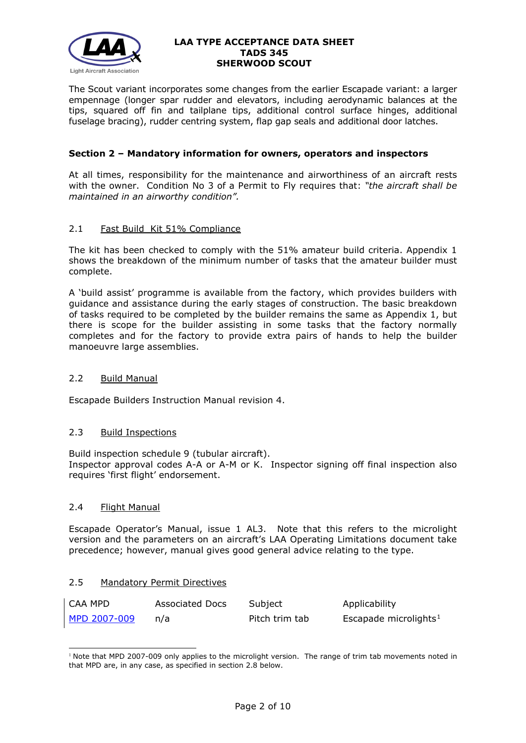The Scout variant incorporates some changes from the earlier Escapade variant: a larger empennage (longer spar rudder and elevators, including aerodynamic balances at the tips, squared off fin and tailplane tips, additional control surface hinges, additional fuselage bracing), rudder centring system, flap gap seals and additional door latches.

## Section 2 – Mandatory information for owners, operators and inspectors

At all times, responsibility for the maintenance and airworthiness of an aircraft rests with the owner. Condition No 3 of a Permit to Fly requires that: *"the aircraft shall be maintained in an airworthy condition".*

### 2.1 Fast Build Kit 51% Compliance

The kit has been checked to comply with the 51% amateur build criteria. Appendix 1 shows the breakdown of the minimum number of tasks that the amateur builder must complete.

A 'build assist' programme is available from the factory, which provides builders with guidance and assistance during the early stages of construction. The basic breakdown of tasks required to be completed by the builder remains the same as Appendix 1, but there is scope for the builder assisting in some tasks that the factory normally completes and for the factory to provide extra pairs of hands to help the builder manoeuvre large assemblies.

### 2.2 Build Manual

Escapade Builders Instruction Manual revision 4.

### 2.3 Build Inspections

Build inspection schedule 9 (tubular aircraft).
Inspector approval codes A-A or A-M or K. Inspector signing off final inspection also requires 'first flight' endorsement.

### 2.4 Flight Manual

Escapade Operator's Manual, issue 1 AL3. Note that this refers to the microlight version and the parameters on an aircraft's LAA Operating Limitations document take precedence; however, manual gives good general advice relating to the type.

### 2.5 Mandatory Permit Directives

| CAA MPD | Associated Docs | Subject | Applicability |
|---|---|---|---|
| MPD 2007-009 | n/a | Pitch trim tab | Escapade microlights[1] |

[1] Note that MPD 2007-009 only applies to the microlight version. The range of trim tab movements noted in that MPD are, in any case, as specified in section 2.8 below.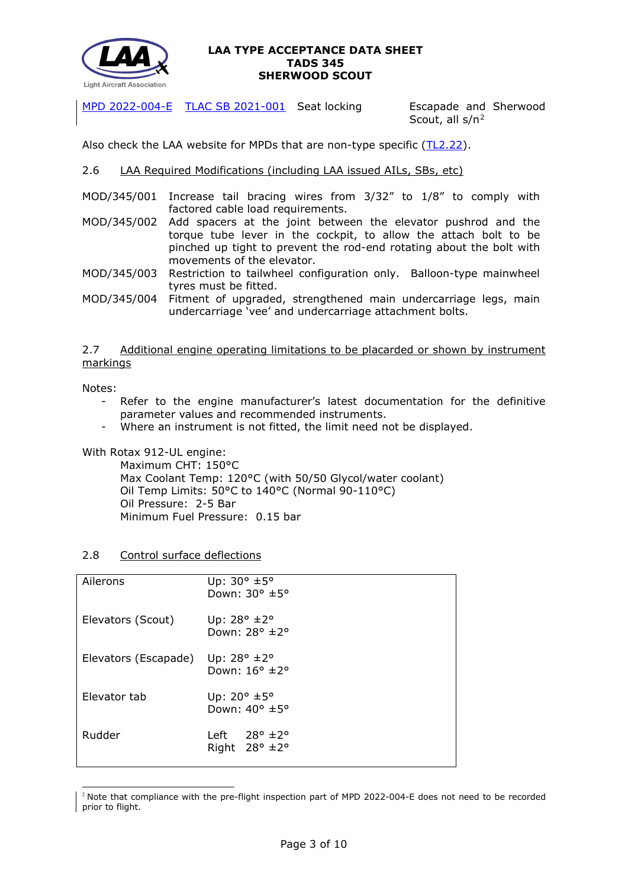| MPD 2022-004-E | TLAC SB 2021-001 | Seat locking | Escapade and Sherwood Scout, all s/n[2] |
|---|---|---|---|

Also check the LAA website for MPDs that are non-type specific (TL2.22).

2.6 LAA Required Modifications (including LAA issued AILs, SBs, etc)

MOD/345/001 Increase tail bracing wires from 3/32" to 1/8" to comply with factored cable load requirements.

MOD/345/002 Add spacers at the joint between the elevator pushrod and the torque tube lever in the cockpit, to allow the attach bolt to be pinched up tight to prevent the rod-end rotating about the bolt with movements of the elevator.

MOD/345/003 Restriction to tailwheel configuration only. Balloon-type mainwheel tyres must be fitted.

MOD/345/004 Fitment of upgraded, strengthened main undercarriage legs, main undercarriage 'vee' and undercarriage attachment bolts.

2.7 Additional engine operating limitations to be placarded or shown by instrument markings

Notes:

- Refer to the engine manufacturer's latest documentation for the definitive parameter values and recommended instruments.
- Where an instrument is not fitted, the limit need not be displayed.

With Rotax 912-UL engine:

Maximum CHT: 150°C
Max Coolant Temp: 120°C (with 50/50 Glycol/water coolant)
Oil Temp Limits: 50°C to 140°C (Normal 90-110°C)
Oil Pressure: 2-5 Bar
Minimum Fuel Pressure: 0.15 bar

2.8 Control surface deflections

| | |
|---|---|
| Ailerons | Up: 30° ±5°<br>Down: 30° ±5° |
| Elevators (Scout) | Up: 28° ±2°<br>Down: 28° ±2° |
| Elevators (Escapade) | Up: 28° ±2°<br>Down: 16° ±2° |
| Elevator tab | Up: 20° ±5°<br>Down: 40° ±5° |
| Rudder | Left 28° ±2°<br>Right 28° ±2° |

[2] Note that compliance with the pre-flight inspection part of MPD 2022-004-E does not need to be recorded prior to flight.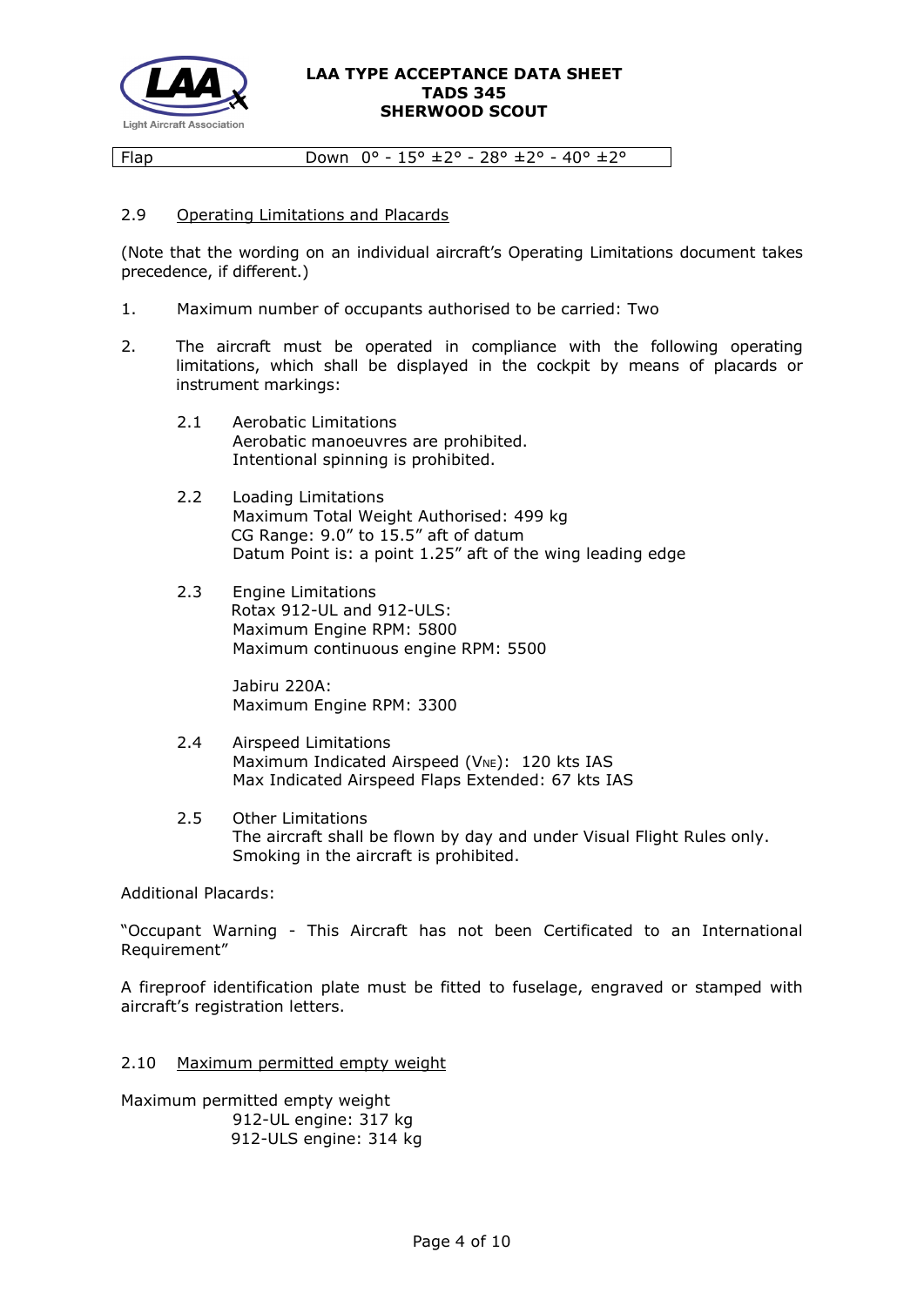| Flap | Down 0° - 15° ±2° - 28° ±2° - 40° ±2° |
|---|---|

## 2.9 Operating Limitations and Placards

(Note that the wording on an individual aircraft's Operating Limitations document takes precedence, if different.)

1. Maximum number of occupants authorised to be carried: Two

2. The aircraft must be operated in compliance with the following operating limitations, which shall be displayed in the cockpit by means of placards or instrument markings:

   2.1 Aerobatic Limitations
   Aerobatic manoeuvres are prohibited.
   Intentional spinning is prohibited.

   2.2 Loading Limitations
   Maximum Total Weight Authorised: 499 kg
   CG Range: 9.0" to 15.5" aft of datum
   Datum Point is: a point 1.25" aft of the wing leading edge

   2.3 Engine Limitations
   Rotax 912-UL and 912-ULS:
   Maximum Engine RPM: 5800
   Maximum continuous engine RPM: 5500

   Jabiru 220A:
   Maximum Engine RPM: 3300

   2.4 Airspeed Limitations
   Maximum Indicated Airspeed ($V_{NE}$): 120 kts IAS
   Max Indicated Airspeed Flaps Extended: 67 kts IAS

   2.5 Other Limitations
   The aircraft shall be flown by day and under Visual Flight Rules only.
   Smoking in the aircraft is prohibited.

Additional Placards:

"Occupant Warning - This Aircraft has not been Certificated to an International Requirement"

A fireproof identification plate must be fitted to fuselage, engraved or stamped with aircraft's registration letters.

## 2.10 Maximum permitted empty weight

Maximum permitted empty weight
912-UL engine: 317 kg
912-ULS engine: 314 kg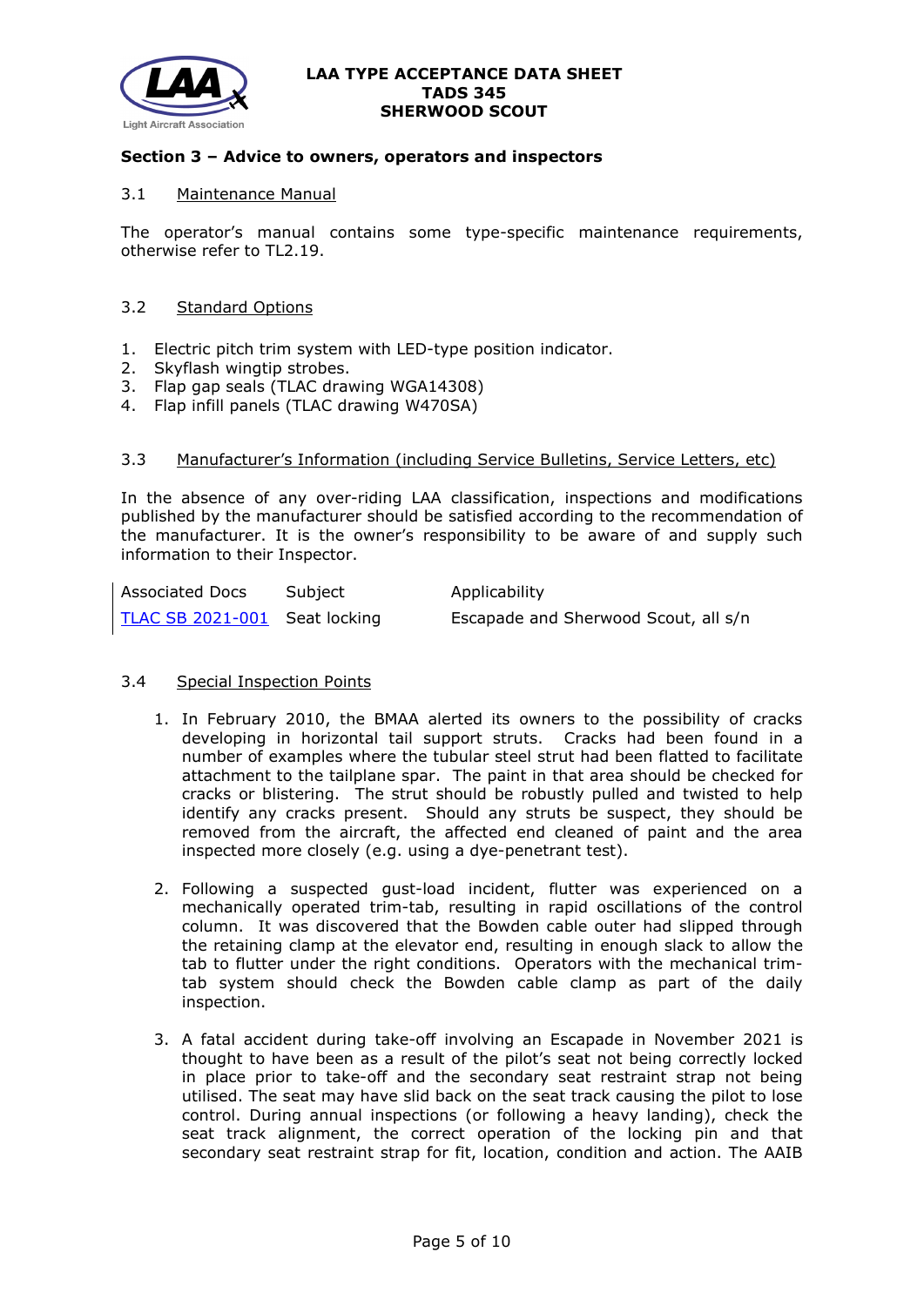### Section 3 – Advice to owners, operators and inspectors

3.1 Maintenance Manual

The operator's manual contains some type-specific maintenance requirements, otherwise refer to TL2.19.

3.2 Standard Options

1. Electric pitch trim system with LED-type position indicator.
2. Skyflash wingtip strobes.
3. Flap gap seals (TLAC drawing WGA14308)
4. Flap infill panels (TLAC drawing W470SA)

3.3 Manufacturer's Information (including Service Bulletins, Service Letters, etc)

In the absence of any over-riding LAA classification, inspections and modifications published by the manufacturer should be satisfied according to the recommendation of the manufacturer. It is the owner's responsibility to be aware of and supply such information to their Inspector.

| Associated Docs | Subject | Applicability |
|---|---|---|
| TLAC SB 2021-001 | Seat locking | Escapade and Sherwood Scout, all s/n |

3.4 Special Inspection Points

1. In February 2010, the BMAA alerted its owners to the possibility of cracks developing in horizontal tail support struts. Cracks had been found in a number of examples where the tubular steel strut had been flatted to facilitate attachment to the tailplane spar. The paint in that area should be checked for cracks or blistering. The strut should be robustly pulled and twisted to help identify any cracks present. Should any struts be suspect, they should be removed from the aircraft, the affected end cleaned of paint and the area inspected more closely (e.g. using a dye-penetrant test).

2. Following a suspected gust-load incident, flutter was experienced on a mechanically operated trim-tab, resulting in rapid oscillations of the control column. It was discovered that the Bowden cable outer had slipped through the retaining clamp at the elevator end, resulting in enough slack to allow the tab to flutter under the right conditions. Operators with the mechanical trim-tab system should check the Bowden cable clamp as part of the daily inspection.

3. A fatal accident during take-off involving an Escapade in November 2021 is thought to have been as a result of the pilot's seat not being correctly locked in place prior to take-off and the secondary seat restraint strap not being utilised. The seat may have slid back on the seat track causing the pilot to lose control. During annual inspections (or following a heavy landing), check the seat track alignment, the correct operation of the locking pin and that secondary seat restraint strap for fit, location, condition and action. The AAIB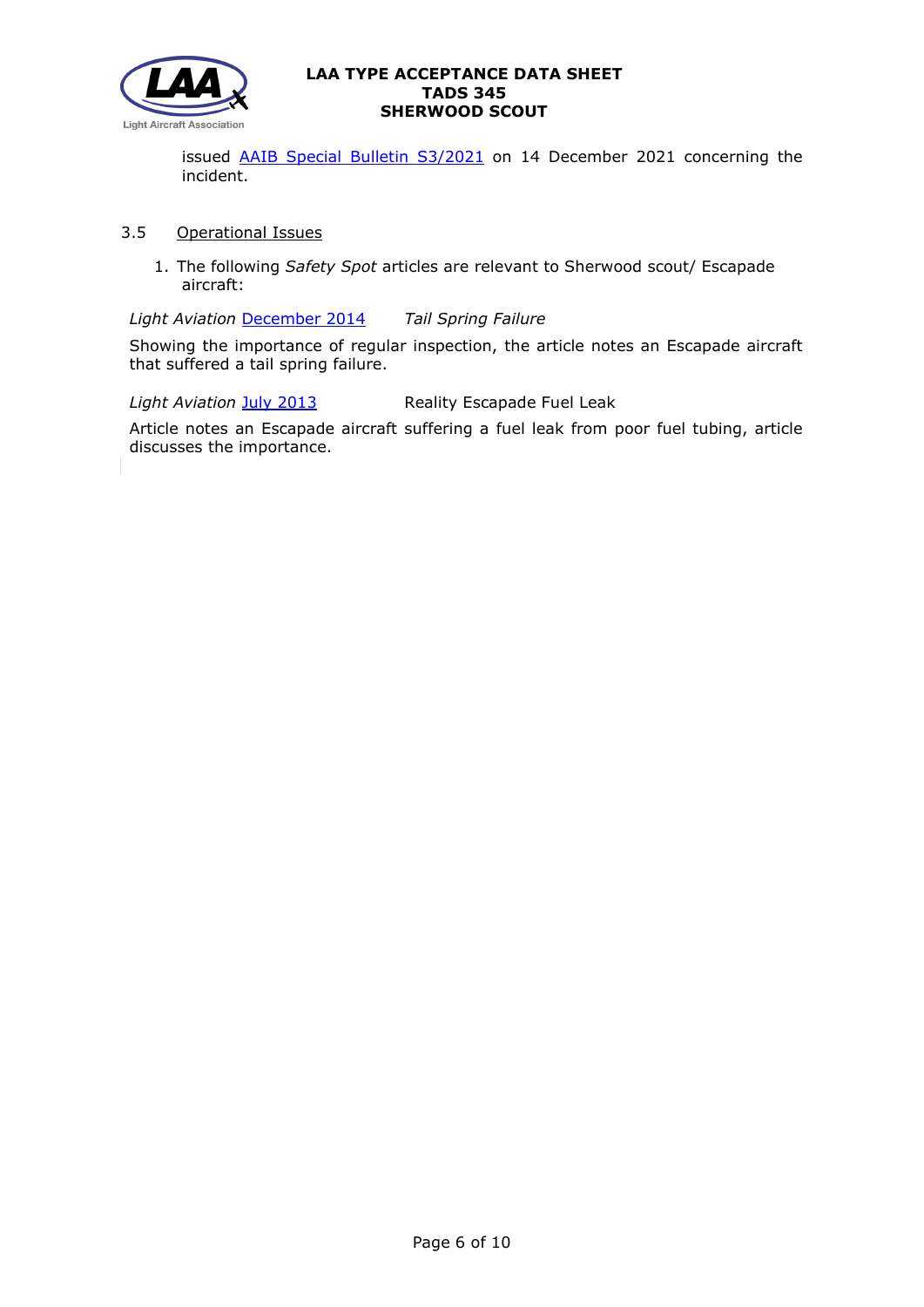issued AAIB Special Bulletin S3/2021 on 14 December 2021 concerning the incident.

### 3.5 Operational Issues

1. The following *Safety Spot* articles are relevant to Sherwood scout/ Escapade aircraft:

*Light Aviation* December 2014 *Tail Spring Failure*

Showing the importance of regular inspection, the article notes an Escapade aircraft that suffered a tail spring failure.

*Light Aviation* July 2013 Reality Escapade Fuel Leak

Article notes an Escapade aircraft suffering a fuel leak from poor fuel tubing, article discusses the importance.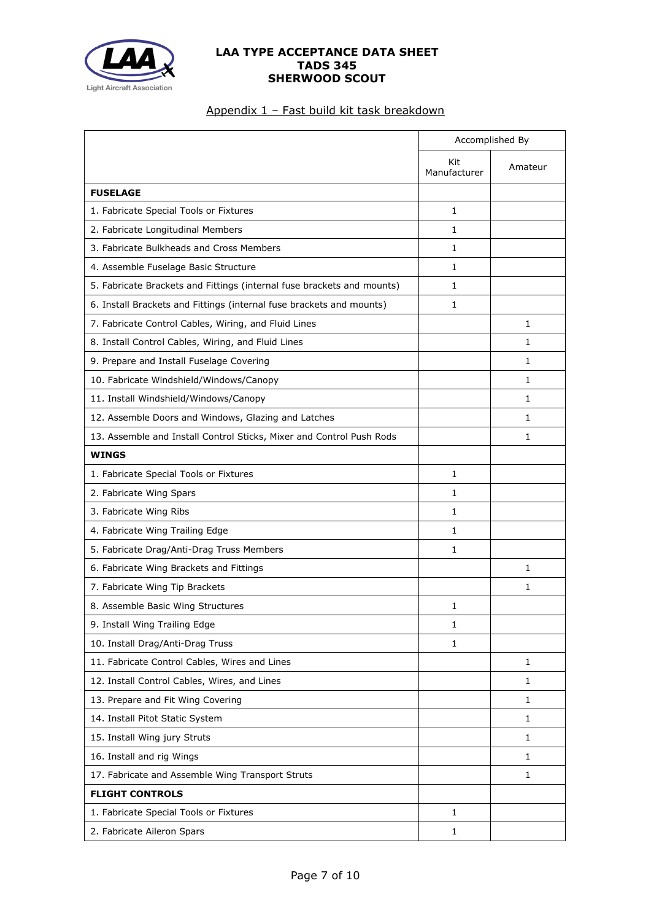## Appendix 1 – Fast build kit task breakdown

| | Accomplished By | |
|---|---|---|
| | Kit Manufacturer | Amateur |
| **FUSELAGE** | | |
| 1. Fabricate Special Tools or Fixtures | 1 | |
| 2. Fabricate Longitudinal Members | 1 | |
| 3. Fabricate Bulkheads and Cross Members | 1 | |
| 4. Assemble Fuselage Basic Structure | 1 | |
| 5. Fabricate Brackets and Fittings (internal fuse brackets and mounts) | 1 | |
| 6. Install Brackets and Fittings (internal fuse brackets and mounts) | 1 | |
| 7. Fabricate Control Cables, Wiring, and Fluid Lines | | 1 |
| 8. Install Control Cables, Wiring, and Fluid Lines | | 1 |
| 9. Prepare and Install Fuselage Covering | | 1 |
| 10. Fabricate Windshield/Windows/Canopy | | 1 |
| 11. Install Windshield/Windows/Canopy | | 1 |
| 12. Assemble Doors and Windows, Glazing and Latches | | 1 |
| 13. Assemble and Install Control Sticks, Mixer and Control Push Rods | | 1 |
| **WINGS** | | |
| 1. Fabricate Special Tools or Fixtures | 1 | |
| 2. Fabricate Wing Spars | 1 | |
| 3. Fabricate Wing Ribs | 1 | |
| 4. Fabricate Wing Trailing Edge | 1 | |
| 5. Fabricate Drag/Anti-Drag Truss Members | 1 | |
| 6. Fabricate Wing Brackets and Fittings | | 1 |
| 7. Fabricate Wing Tip Brackets | | 1 |
| 8. Assemble Basic Wing Structures | 1 | |
| 9. Install Wing Trailing Edge | 1 | |
| 10. Install Drag/Anti-Drag Truss | 1 | |
| 11. Fabricate Control Cables, Wires and Lines | | 1 |
| 12. Install Control Cables, Wires, and Lines | | 1 |
| 13. Prepare and Fit Wing Covering | | 1 |
| 14. Install Pitot Static System | | 1 |
| 15. Install Wing jury Struts | | 1 |
| 16. Install and rig Wings | | 1 |
| 17. Fabricate and Assemble Wing Transport Struts | | 1 |
| **FLIGHT CONTROLS** | | |
| 1. Fabricate Special Tools or Fixtures | 1 | |
| 2. Fabricate Aileron Spars | 1 | |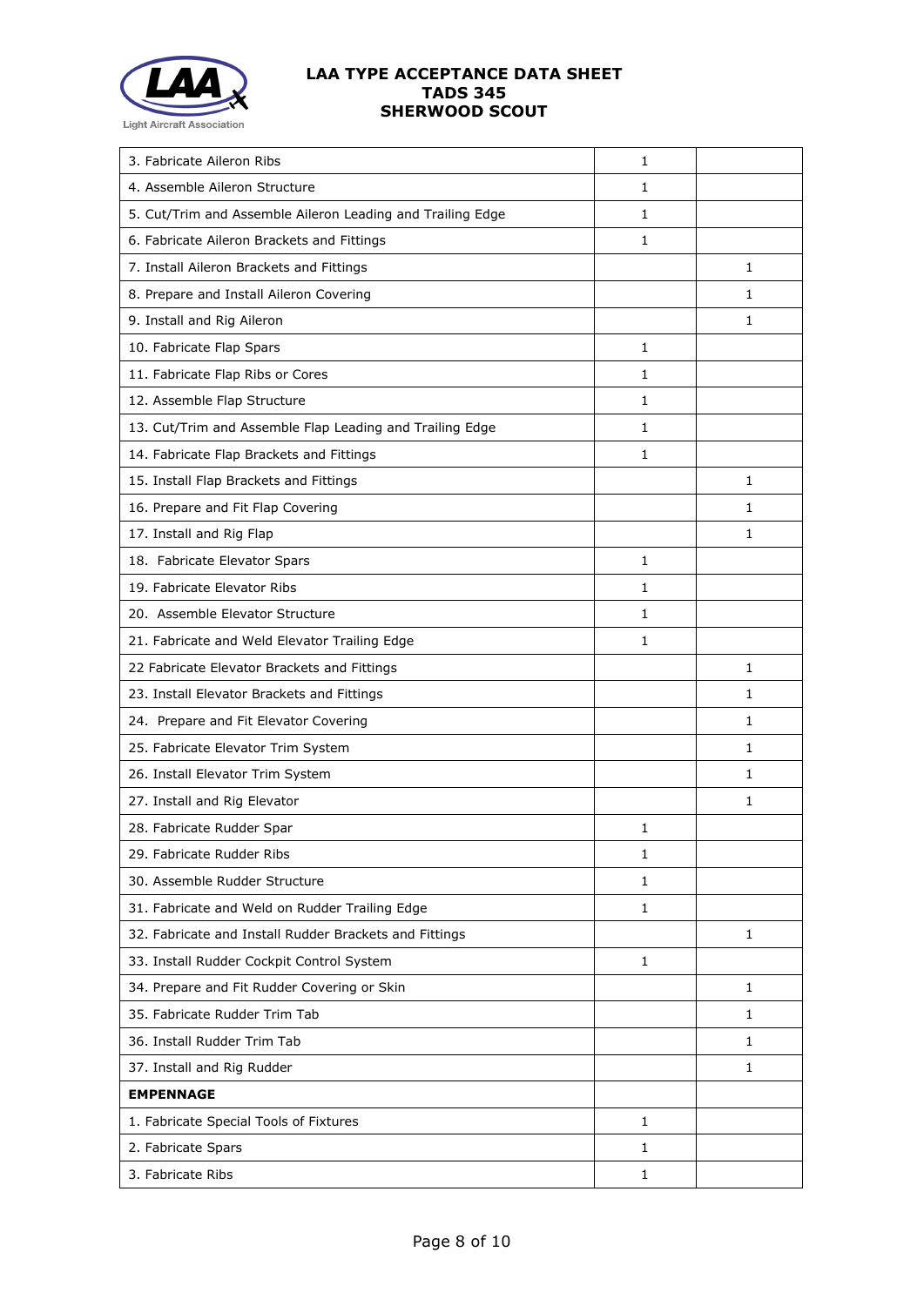| | | |
|---|---|---|
| 3. Fabricate Aileron Ribs | 1 | |
| 4. Assemble Aileron Structure | 1 | |
| 5. Cut/Trim and Assemble Aileron Leading and Trailing Edge | 1 | |
| 6. Fabricate Aileron Brackets and Fittings | 1 | |
| 7. Install Aileron Brackets and Fittings | | 1 |
| 8. Prepare and Install Aileron Covering | | 1 |
| 9. Install and Rig Aileron | | 1 |
| 10. Fabricate Flap Spars | 1 | |
| 11. Fabricate Flap Ribs or Cores | 1 | |
| 12. Assemble Flap Structure | 1 | |
| 13. Cut/Trim and Assemble Flap Leading and Trailing Edge | 1 | |
| 14. Fabricate Flap Brackets and Fittings | 1 | |
| 15. Install Flap Brackets and Fittings | | 1 |
| 16. Prepare and Fit Flap Covering | | 1 |
| 17. Install and Rig Flap | | 1 |
| 18. Fabricate Elevator Spars | 1 | |
| 19. Fabricate Elevator Ribs | 1 | |
| 20. Assemble Elevator Structure | 1 | |
| 21. Fabricate and Weld Elevator Trailing Edge | 1 | |
| 22 Fabricate Elevator Brackets and Fittings | | 1 |
| 23. Install Elevator Brackets and Fittings | | 1 |
| 24. Prepare and Fit Elevator Covering | | 1 |
| 25. Fabricate Elevator Trim System | | 1 |
| 26. Install Elevator Trim System | | 1 |
| 27. Install and Rig Elevator | | 1 |
| 28. Fabricate Rudder Spar | 1 | |
| 29. Fabricate Rudder Ribs | 1 | |
| 30. Assemble Rudder Structure | 1 | |
| 31. Fabricate and Weld on Rudder Trailing Edge | 1 | |
| 32. Fabricate and Install Rudder Brackets and Fittings | | 1 |
| 33. Install Rudder Cockpit Control System | 1 | |
| 34. Prepare and Fit Rudder Covering or Skin | | 1 |
| 35. Fabricate Rudder Trim Tab | | 1 |
| 36. Install Rudder Trim Tab | | 1 |
| 37. Install and Rig Rudder | | 1 |
| **EMPENNAGE** | | |
| 1. Fabricate Special Tools of Fixtures | 1 | |
| 2. Fabricate Spars | 1 | |
| 3. Fabricate Ribs | 1 | |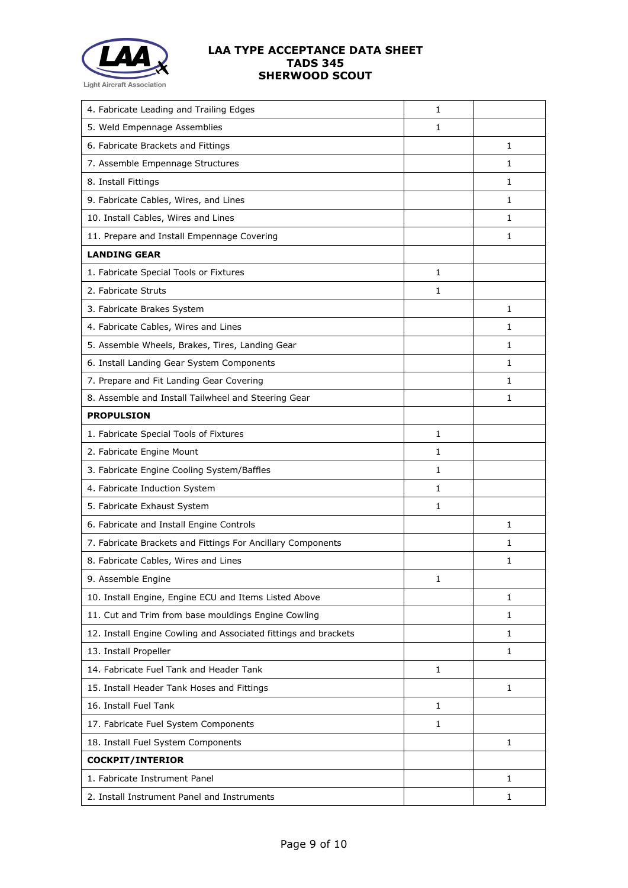| | | |
|---|---|---|
| 4. Fabricate Leading and Trailing Edges | 1 | |
| 5. Weld Empennage Assemblies | 1 | |
| 6. Fabricate Brackets and Fittings | | 1 |
| 7. Assemble Empennage Structures | | 1 |
| 8. Install Fittings | | 1 |
| 9. Fabricate Cables, Wires, and Lines | | 1 |
| 10. Install Cables, Wires and Lines | | 1 |
| 11. Prepare and Install Empennage Covering | | 1 |
| **LANDING GEAR** | | |
| 1. Fabricate Special Tools or Fixtures | 1 | |
| 2. Fabricate Struts | 1 | |
| 3. Fabricate Brakes System | | 1 |
| 4. Fabricate Cables, Wires and Lines | | 1 |
| 5. Assemble Wheels, Brakes, Tires, Landing Gear | | 1 |
| 6. Install Landing Gear System Components | | 1 |
| 7. Prepare and Fit Landing Gear Covering | | 1 |
| 8. Assemble and Install Tailwheel and Steering Gear | | 1 |
| **PROPULSION** | | |
| 1. Fabricate Special Tools of Fixtures | 1 | |
| 2. Fabricate Engine Mount | 1 | |
| 3. Fabricate Engine Cooling System/Baffles | 1 | |
| 4. Fabricate Induction System | 1 | |
| 5. Fabricate Exhaust System | 1 | |
| 6. Fabricate and Install Engine Controls | | 1 |
| 7. Fabricate Brackets and Fittings For Ancillary Components | | 1 |
| 8. Fabricate Cables, Wires and Lines | | 1 |
| 9. Assemble Engine | 1 | |
| 10. Install Engine, Engine ECU and Items Listed Above | | 1 |
| 11. Cut and Trim from base mouldings Engine Cowling | | 1 |
| 12. Install Engine Cowling and Associated fittings and brackets | | 1 |
| 13. Install Propeller | | 1 |
| 14. Fabricate Fuel Tank and Header Tank | 1 | |
| 15. Install Header Tank Hoses and Fittings | | 1 |
| 16. Install Fuel Tank | 1 | |
| 17. Fabricate Fuel System Components | 1 | |
| 18. Install Fuel System Components | | 1 |
| **COCKPIT/INTERIOR** | | |
| 1. Fabricate Instrument Panel | | 1 |
| 2. Install Instrument Panel and Instruments | | 1 |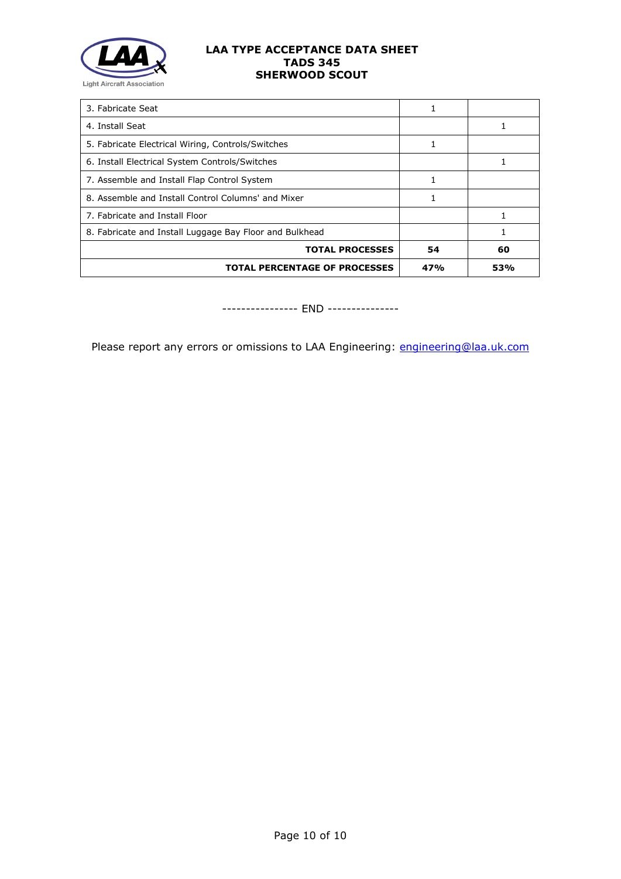| | | |
|---|---|---|
| 3. Fabricate Seat | 1 | |
| 4. Install Seat | | 1 |
| 5. Fabricate Electrical Wiring, Controls/Switches | 1 | |
| 6. Install Electrical System Controls/Switches | | 1 |
| 7. Assemble and Install Flap Control System | 1 | |
| 8. Assemble and Install Control Columns' and Mixer | 1 | |
| 7. Fabricate and Install Floor | | 1 |
| 8. Fabricate and Install Luggage Bay Floor and Bulkhead | | 1 |
| **TOTAL PROCESSES** | **54** | **60** |
| **TOTAL PERCENTAGE OF PROCESSES** | **47%** | **53%** |

---------------- END ---------------

Please report any errors or omissions to LAA Engineering: engineering@laa.uk.com